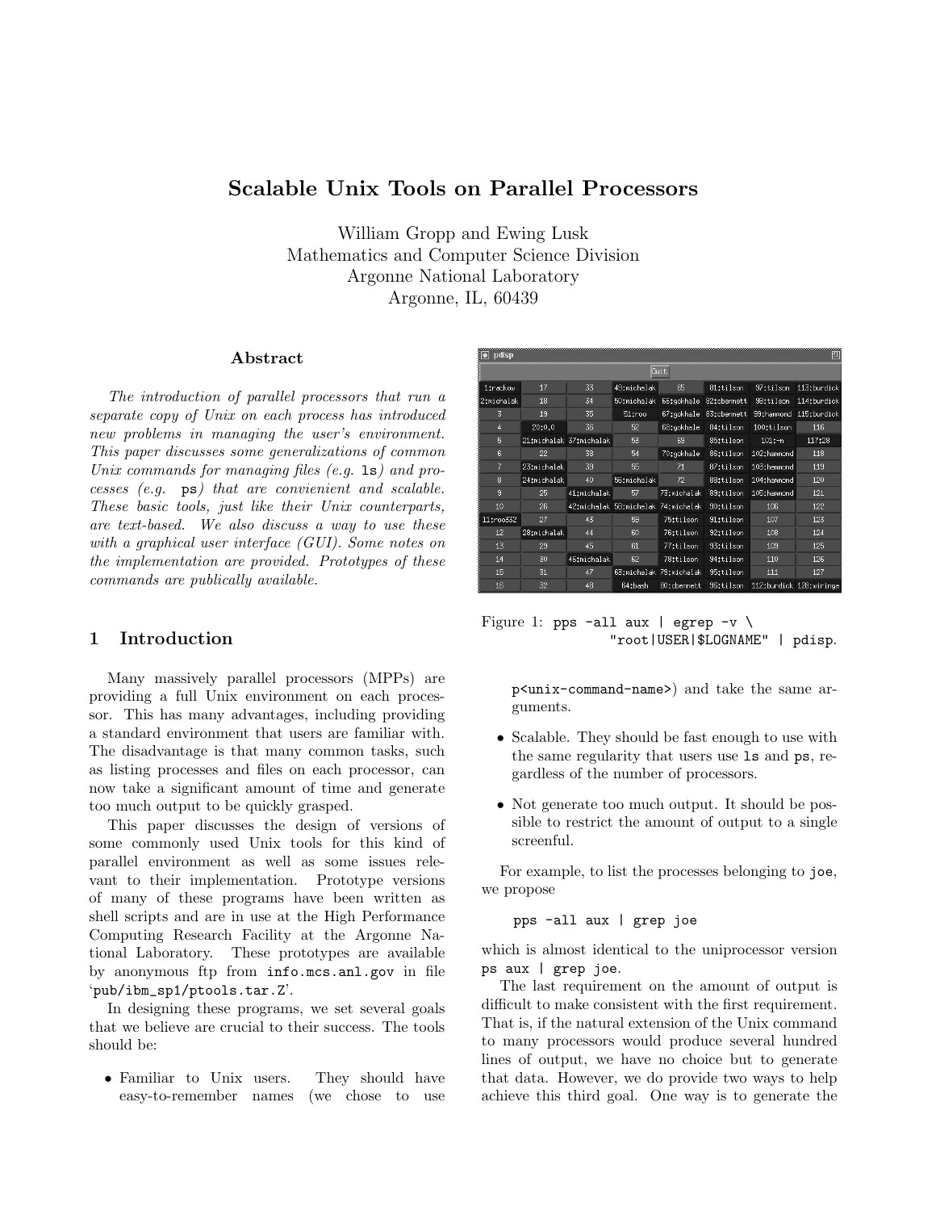# Scalable Unix Tools on Parallel Processors

William Gropp and Ewing Lusk
Mathematics and Computer Science Division
Argonne National Laboratory
Argonne, IL, 60439

### Abstract

*The introduction of parallel processors that run a separate copy of Unix on each process has introduced new problems in managing the user's environment. This paper discusses some generalizations of common Unix commands for managing files (e.g.* `ls`*) and processes (e.g.* `ps`*) that are convienient and scalable. These basic tools, just like their Unix counterparts, are text-based. We also discuss a way to use these with a graphical user interface (GUI). Some notes on the implementation are provided. Prototypes of these commands are publically available.*

Figure 1: `pps -all aux | egrep -v \ "root|USER|$LOGNAME" | pdisp`.

## 1 Introduction

Many massively parallel processors (MPPs) are providing a full Unix environment on each processor. This has many advantages, including providing a standard environment that users are familiar with. The disadvantage is that many common tasks, such as listing processes and files on each processor, can now take a significant amount of time and generate too much output to be quickly grasped.

This paper discusses the design of versions of some commonly used Unix tools for this kind of parallel environment as well as some issues relevant to their implementation. Prototype versions of many of these programs have been written as shell scripts and are in use at the High Performance Computing Research Facility at the Argonne National Laboratory. These prototypes are available by anonymous ftp from `info.mcs.anl.gov` in file '`pub/ibm_sp1/ptools.tar.Z`'.

In designing these programs, we set several goals that we believe are crucial to their success. The tools should be:

- Familiar to Unix users. They should have easy-to-remember names (we chose to use `p<unix-command-name>`) and take the same arguments.
- Scalable. They should be fast enough to use with the same regularity that users use `ls` and `ps`, regardless of the number of processors.
- Not generate too much output. It should be possible to restrict the amount of output to a single screenful.

For example, to list the processes belonging to `joe`, we propose

```
pps -all aux | grep joe
```

which is almost identical to the uniprocessor version `ps aux | grep joe`.

The last requirement on the amount of output is difficult to make consistent with the first requirement. That is, if the natural extension of the Unix command to many processors would produce several hundred lines of output, we have no choice but to generate that data. However, we do provide two ways to help achieve this third goal. One way is to generate the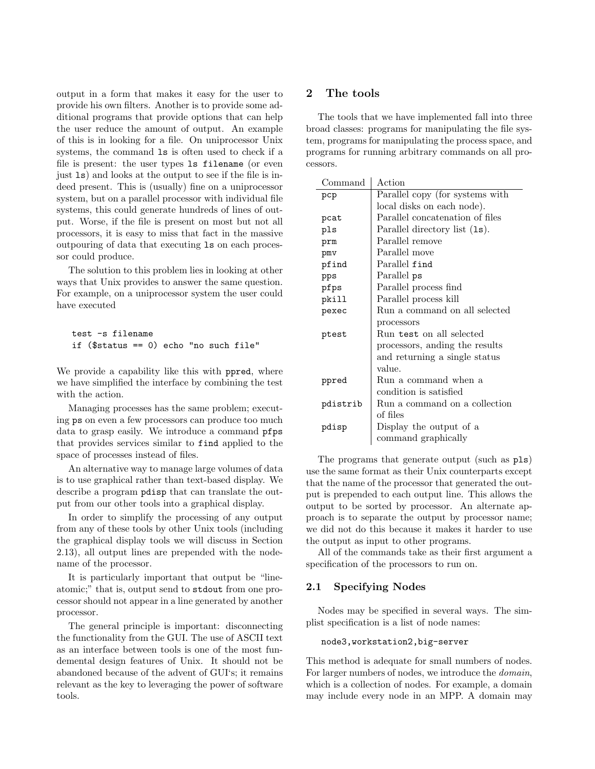output in a form that makes it easy for the user to provide his own filters. Another is to provide some additional programs that provide options that can help the user reduce the amount of output. An example of this is in looking for a file. On uniprocessor Unix systems, the command `ls` is often used to check if a file is present: the user types `ls filename` (or even just `ls`) and looks at the output to see if the file is indeed present. This is (usually) fine on a uniprocessor system, but on a parallel processor with individual file systems, this could generate hundreds of lines of output. Worse, if the file is present on most but not all processors, it is easy to miss that fact in the massive outpouring of data that executing `ls` on each processor could produce.

The solution to this problem lies in looking at other ways that Unix provides to answer the same question. For example, on a uniprocessor system the user could have executed

```
test -s filename
if ($status == 0) echo "no such file"
```

We provide a capability like this with `ppred`, where we have simplified the interface by combining the test with the action.

Managing processes has the same problem; executing `ps` on even a few processors can produce too much data to grasp easily. We introduce a command `pfps` that provides services similar to `find` applied to the space of processes instead of files.

An alternative way to manage large volumes of data is to use graphical rather than text-based display. We describe a program `pdisp` that can translate the output from our other tools into a graphical display.

In order to simplify the processing of any output from any of these tools by other Unix tools (including the graphical display tools we will discuss in Section 2.13), all output lines are prepended with the nodename of the processor.

It is particularly important that output be "line-atomic;" that is, output send to `stdout` from one processor should not appear in a line generated by another processor.

The general principle is important: disconnecting the functionality from the GUI. The use of ASCII text as an interface between tools is one of the most fundemental design features of Unix. It should not be abandoned because of the advent of GUI's; it remains relevant as the key to leveraging the power of software tools.

## 2 The tools

The tools that we have implemented fall into three broad classes: programs for manipulating the file system, programs for manipulating the process space, and programs for running arbitrary commands on all processors.

| Command | Action |
|---|---|
| `pcp` | Parallel copy (for systems with local disks on each node). |
| `pcat` | Parallel concatenation of files |
| `pls` | Parallel directory list (`ls`). |
| `prm` | Parallel remove |
| `pmv` | Parallel move |
| `pfind` | Parallel `find` |
| `pps` | Parallel `ps` |
| `pfps` | Parallel process find |
| `pkill` | Parallel process kill |
| `pexec` | Run a command on all selected processors |
| `ptest` | Run `test` on all selected processors, anding the results and returning a single status value. |
| `ppred` | Run a command when a condition is satisfied |
| `pdistrib` | Run a command on a collection of files |
| `pdisp` | Display the output of a command graphically |

The programs that generate output (such as `pls`) use the same format as their Unix counterparts except that the name of the processor that generated the output is prepended to each output line. This allows the output to be sorted by processor. An alternate approach is to separate the output by processor name; we did not do this because it makes it harder to use the output as input to other programs.

All of the commands take as their first argument a specification of the processors to run on.

### 2.1 Specifying Nodes

Nodes may be specified in several ways. The simplist specification is a list of node names:

```
node3,workstation2,big-server
```

This method is adequate for small numbers of nodes. For larger numbers of nodes, we introduce the *domain*, which is a collection of nodes. For example, a domain may include every node in an MPP. A domain may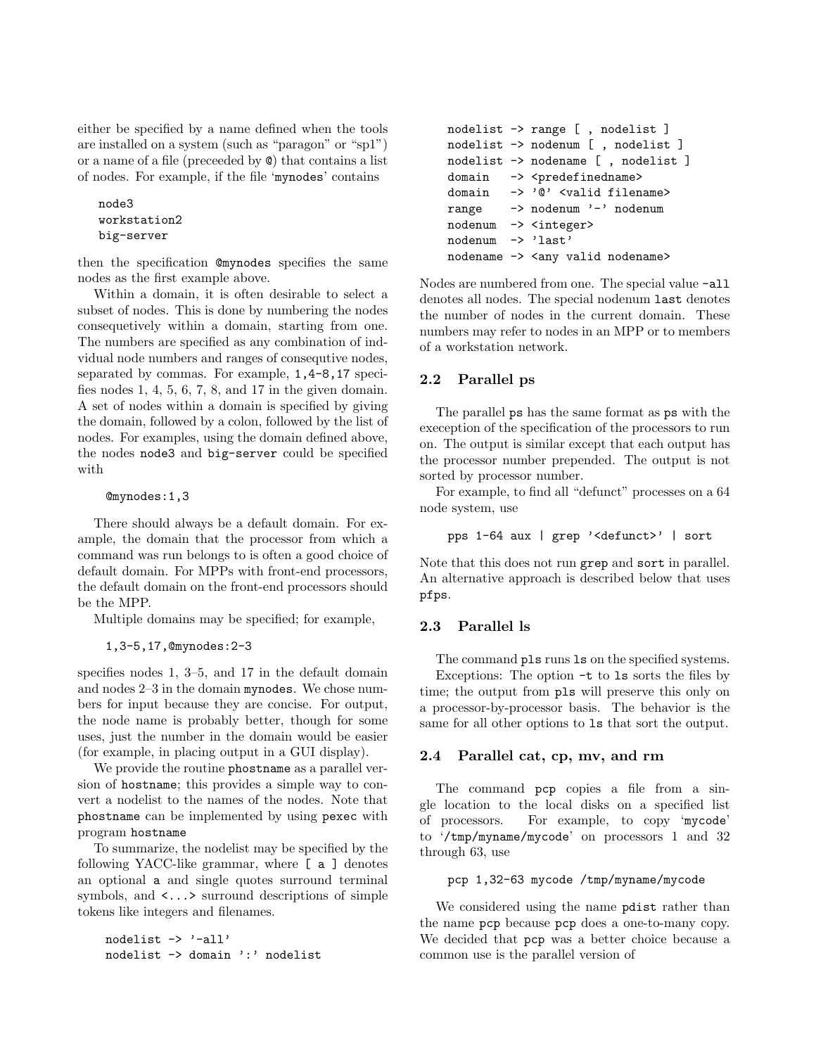either be specified by a name defined when the tools are installed on a system (such as "paragon" or "sp1") or a name of a file (preceeded by `@`) that contains a list of nodes. For example, if the file 'mynodes' contains

```
node3
workstation2
big-server
```

then the specification `@mynodes` specifies the same nodes as the first example above.

Within a domain, it is often desirable to select a subset of nodes. This is done by numbering the nodes consequetively within a domain, starting from one. The numbers are specified as any combination of indvidual node numbers and ranges of consequtive nodes, separated by commas. For example, `1,4-8,17` specifies nodes 1, 4, 5, 6, 7, 8, and 17 in the given domain. A set of nodes within a domain is specified by giving the domain, followed by a colon, followed by the list of nodes. For examples, using the domain defined above, the nodes `node3` and `big-server` could be specified with

```
@mynodes:1,3
```

There should always be a default domain. For example, the domain that the processor from which a command was run belongs to is often a good choice of default domain. For MPPs with front-end processors, the default domain on the front-end processors should be the MPP.

Multiple domains may be specified; for example,

```
1,3-5,17,@mynodes:2-3
```

specifies nodes 1, 3–5, and 17 in the default domain and nodes 2–3 in the domain `mynodes`. We chose numbers for input because they are concise. For output, the node name is probably better, though for some uses, just the number in the domain would be easier (for example, in placing output in a GUI display).

We provide the routine `phostname` as a parallel version of `hostname`; this provides a simple way to convert a nodelist to the names of the nodes. Note that `phostname` can be implemented by using `pexec` with program `hostname`

To summarize, the nodelist may be specified by the following YACC-like grammar, where `[ a ]` denotes an optional `a` and single quotes surround terminal symbols, and `<...>` surround descriptions of simple tokens like integers and filenames.

```
nodelist -> '-all'
nodelist -> domain ':' nodelist
nodelist -> range [ , nodelist ]
nodelist -> nodenum [ , nodelist ]
nodelist -> nodename [ , nodelist ]
domain   -> <predefinedname>
domain   -> '@' <valid filename>
range    -> nodenum '-' nodenum
nodenum  -> <integer>
nodenum  -> 'last'
nodename -> <any valid nodename>
```

Nodes are numbered from one. The special value `-all` denotes all nodes. The special nodenum `last` denotes the number of nodes in the current domain. These numbers may refer to nodes in an MPP or to members of a workstation network.

## 2.2 Parallel ps

The parallel `ps` has the same format as `ps` with the exeception of the specification of the processors to run on. The output is similar except that each output has the processor number prepended. The output is not sorted by processor number.

For example, to find all "defunct" processes on a 64 node system, use

```
pps 1-64 aux | grep '<defunct>' | sort
```

Note that this does not run `grep` and `sort` in parallel. An alternative approach is described below that uses `pfps`.

## 2.3 Parallel ls

The command `pls` runs `ls` on the specified systems.

Exceptions: The option `-t` to `ls` sorts the files by time; the output from `pls` will preserve this only on a processor-by-processor basis. The behavior is the same for all other options to `ls` that sort the output.

## 2.4 Parallel cat, cp, mv, and rm

The command `pcp` copies a file from a single location to the local disks on a specified list of processors. For example, to copy 'mycode' to '/tmp/myname/mycode' on processors 1 and 32 through 63, use

```
pcp 1,32-63 mycode /tmp/myname/mycode
```

We considered using the name `pdist` rather than the name `pcp` because `pcp` does a one-to-many copy. We decided that `pcp` was a better choice because a common use is the parallel version of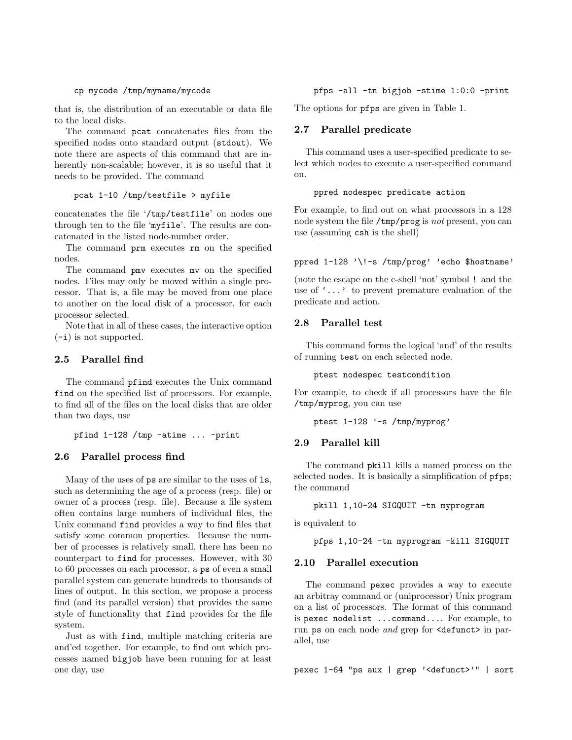```
cp mycode /tmp/myname/mycode
```

that is, the distribution of an executable or data file to the local disks.

The command `pcat` concatenates files from the specified nodes onto standard output (`stdout`). We note there are aspects of this command that are inherently non-scalable; however, it is so useful that it needs to be provided. The command

```
pcat 1-10 /tmp/testfile > myfile
```

concatenates the file '`/tmp/testfile`' on nodes one through ten to the file '`myfile`'. The results are concatenated in the listed node-number order.

The command `prm` executes `rm` on the specified nodes.

The command `pmv` executes `mv` on the specified nodes. Files may only be moved within a single processor. That is, a file may be moved from one place to another on the local disk of a processor, for each processor selected.

Note that in all of these cases, the interactive option (`-i`) is not supported.

### 2.5 Parallel find

The command `pfind` executes the Unix command `find` on the specified list of processors. For example, to find all of the files on the local disks that are older than two days, use

```
pfind 1-128 /tmp -atime ... -print
```

### 2.6 Parallel process find

Many of the uses of `ps` are similar to the uses of `ls`, such as determining the age of a process (resp. file) or owner of a process (resp. file). Because a file system often contains large numbers of individual files, the Unix command `find` provides a way to find files that satisfy some common properties. Because the number of processes is relatively small, there has been no counterpart to `find` for processes. However, with 30 to 60 processes on each processor, a `ps` of even a small parallel system can generate hundreds to thousands of lines of output. In this section, we propose a process find (and its parallel version) that provides the same style of functionality that `find` provides for the file system.

Just as with `find`, multiple matching criteria are and'ed together. For example, to find out which processes named `bigjob` have been running for at least one day, use

```
pfps -all -tn bigjob -stime 1:0:0 -print
```

The options for `pfps` are given in Table 1.

### 2.7 Parallel predicate

This command uses a user-specified predicate to select which nodes to execute a user-specified command on.

```
ppred nodespec predicate action
```

For example, to find out on what processors in a 128 node system the file `/tmp/prog` is *not* present, you can use (assuming `csh` is the shell)

```
ppred 1-128 '\!-s /tmp/prog' 'echo $hostname'
```

(note the escape on the c-shell 'not' symbol `!` and the use of `'...'` to prevent premature evaluation of the predicate and action.

### 2.8 Parallel test

This command forms the logical 'and' of the results of running `test` on each selected node.

```
ptest nodespec testcondition
```

For example, to check if all processors have the file `/tmp/myprog`, you can use

```
ptest 1-128 '-s /tmp/myprog'
```

### 2.9 Parallel kill

The command `pkill` kills a named process on the selected nodes. It is basically a simplification of `pfps`; the command

```
pkill 1,10-24 SIGQUIT -tn myprogram
```

is equivalent to

```
pfps 1,10-24 -tn myprogram -kill SIGQUIT
```

### 2.10 Parallel execution

The command `pexec` provides a way to execute an arbitray command or (uniprocessor) Unix program on a list of processors. The format of this command is `pexec nodelist ...command...`. For example, to run `ps` on each node *and* grep for `<defunct>` in parallel, use

```
pexec 1-64 "ps aux | grep '<defunct>'" | sort
```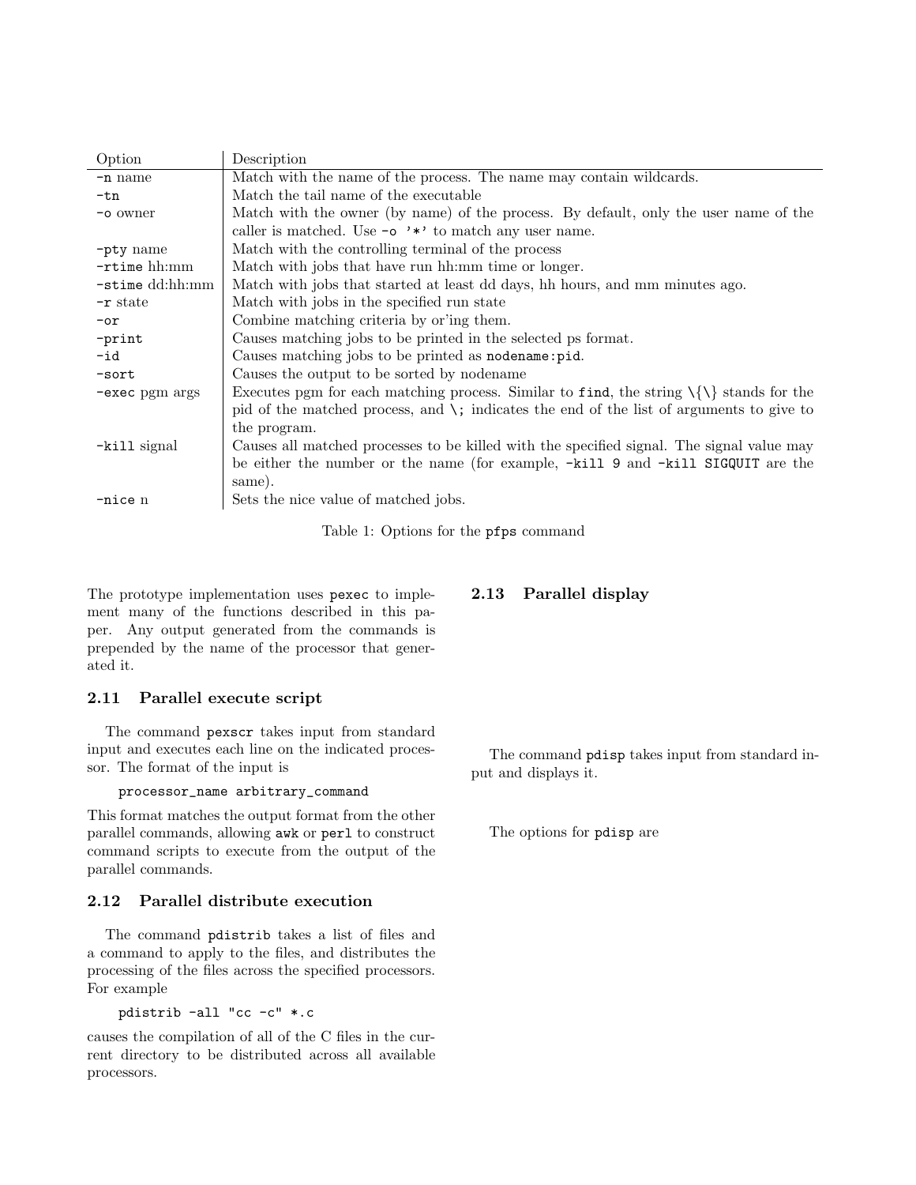| Option | Description |
|---|---|
| `-n` name | Match with the name of the process. The name may contain wildcards. |
| `-tn` | Match the tail name of the executable |
| `-o` owner | Match with the owner (by name) of the process. By default, only the user name of the caller is matched. Use `-o '*'` to match any user name. |
| `-pty` name | Match with the controlling terminal of the process |
| `-rtime` hh:mm | Match with jobs that have run hh:mm time or longer. |
| `-stime` dd:hh:mm | Match with jobs that started at least dd days, hh hours, and mm minutes ago. |
| `-r` state | Match with jobs in the specified run state |
| `-or` | Combine matching criteria by or'ing them. |
| `-print` | Causes matching jobs to be printed in the selected ps format. |
| `-id` | Causes matching jobs to be printed as `nodename:pid`. |
| `-sort` | Causes the output to be sorted by nodename |
| `-exec` pgm args | Executes pgm for each matching process. Similar to `find`, the string \{\} stands for the pid of the matched process, and `\;` indicates the end of the list of arguments to give to the program. |
| `-kill` signal | Causes all matched processes to be killed with the specified signal. The signal value may be either the number or the name (for example, `-kill 9` and `-kill SIGQUIT` are the same). |
| `-nice` n | Sets the nice value of matched jobs. |

Table 1: Options for the `pfps` command

The prototype implementation uses `pexec` to implement many of the functions described in this paper. Any output generated from the commands is prepended by the name of the processor that generated it.

### 2.11 Parallel execute script

The command `pexscr` takes input from standard input and executes each line on the indicated processor. The format of the input is

```
processor_name arbitrary_command
```

This format matches the output format from the other parallel commands, allowing `awk` or `perl` to construct command scripts to execute from the output of the parallel commands.

### 2.12 Parallel distribute execution

The command `pdistrib` takes a list of files and a command to apply to the files, and distributes the processing of the files across the specified processors. For example

```
pdistrib -all "cc -c" *.c
```

causes the compilation of all of the C files in the current directory to be distributed across all available processors.

### 2.13 Parallel display

The command `pdisp` takes input from standard input and displays it.

The options for `pdisp` are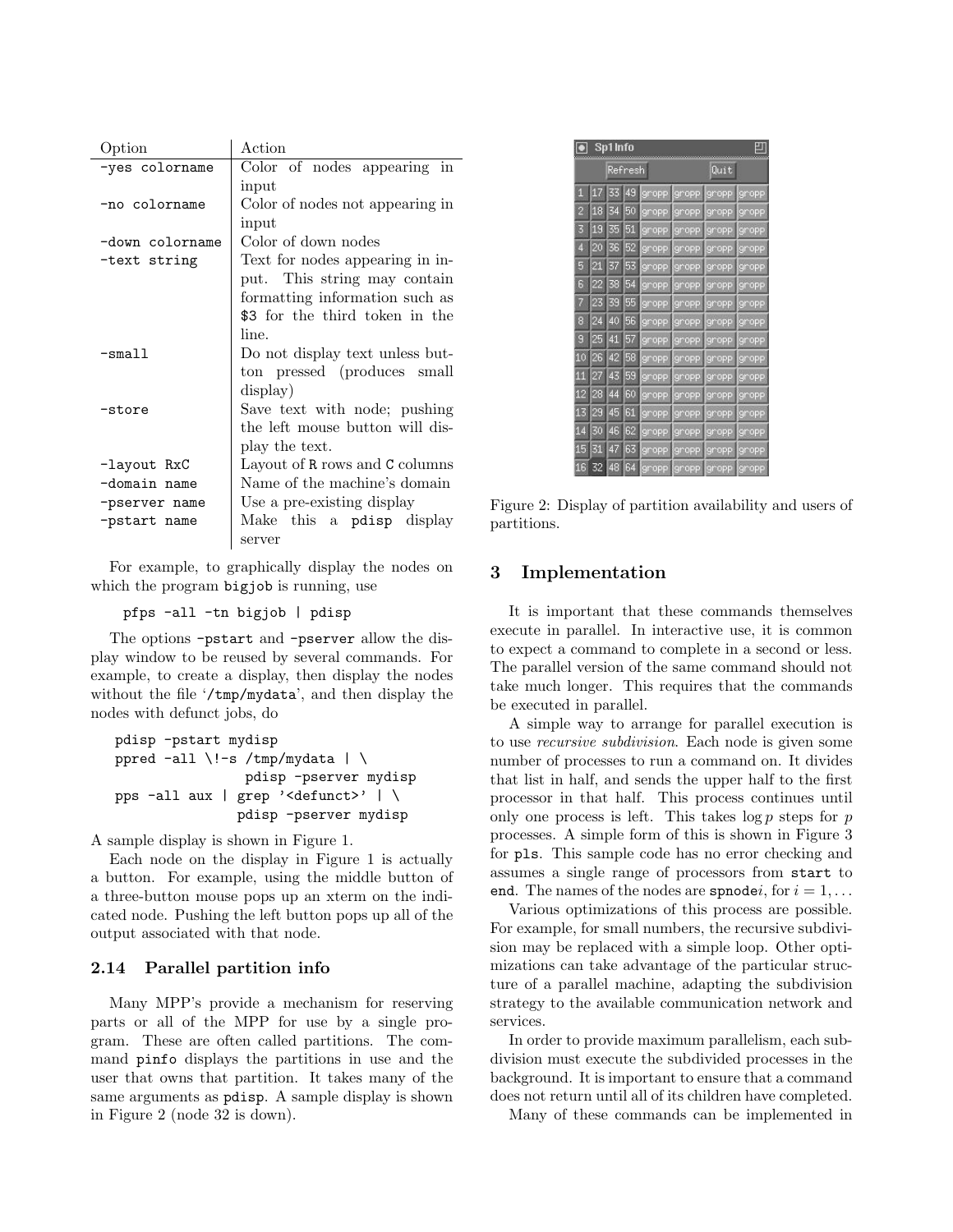| Option | Action |
|---|---|
| -yes colorname | Color of nodes appearing in input |
| -no colorname | Color of nodes not appearing in input |
| -down colorname | Color of down nodes |
| -text string | Text for nodes appearing in input. This string may contain formatting information such as $3 for the third token in the line. |
| -small | Do not display text unless button pressed (produces small display) |
| -store | Save text with node; pushing the left mouse button will display the text. |
| -layout RxC | Layout of R rows and C columns |
| -domain name | Name of the machine's domain |
| -pserver name | Use a pre-existing display |
| -pstart name | Make this a pdisp display server |

For example, to graphically display the nodes on which the program bigjob is running, use

```
pfps -all -tn bigjob | pdisp
```

The options -pstart and -pserver allow the display window to be reused by several commands. For example, to create a display, then display the nodes without the file '/tmp/mydata', and then display the nodes with defunct jobs, do

```
pdisp -pstart mydisp
ppred -all \!-s /tmp/mydata | \
                pdisp -pserver mydisp
pps -all aux | grep '<defunct>' | \
               pdisp -pserver mydisp
```

A sample display is shown in Figure 1.

Each node on the display in Figure 1 is actually a button. For example, using the middle button of a three-button mouse pops up an xterm on the indicated node. Pushing the left button pops up all of the output associated with that node.

### 2.14 Parallel partition info

Many MPP's provide a mechanism for reserving parts or all of the MPP for use by a single program. These are often called partitions. The command pinfo displays the partitions in use and the user that owns that partition. It takes many of the same arguments as pdisp. A sample display is shown in Figure 2 (node 32 is down).

Figure 2: Display of partition availability and users of partitions.

## 3 Implementation

It is important that these commands themselves execute in parallel. In interactive use, it is common to expect a command to complete in a second or less. The parallel version of the same command should not take much longer. This requires that the commands be executed in parallel.

A simple way to arrange for parallel execution is to use *recursive subdivision*. Each node is given some number of processes to run a command on. It divides that list in half, and sends the upper half to the first processor in that half. This process continues until only one process is left. This takes $\log p$ steps for $p$ processes. A simple form of this is shown in Figure 3 for pls. This sample code has no error checking and assumes a single range of processors from start to end. The names of the nodes are spnode*i*, for $i = 1, \ldots$

Various optimizations of this process are possible. For example, for small numbers, the recursive subdivision may be replaced with a simple loop. Other optimizations can take advantage of the particular structure of a parallel machine, adapting the subdivision strategy to the available communication network and services.

In order to provide maximum parallelism, each subdivision must execute the subdivided processes in the background. It is important to ensure that a command does not return until all of its children have completed.

Many of these commands can be implemented in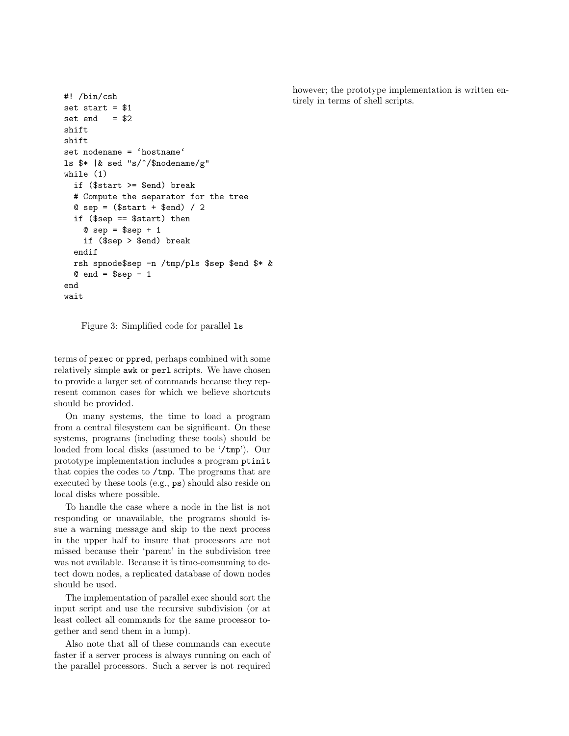```
#! /bin/csh
set start = $1
set end   = $2
shift
shift
set nodename = `hostname`
ls $* |& sed "s/^/$nodename/g"
while (1)
  if ($start >= $end) break
  # Compute the separator for the tree
  @ sep = ($start + $end) / 2
  if ($sep == $start) then
    @ sep = $sep + 1
    if ($sep > $end) break
  endif
  rsh spnode$sep -n /tmp/pls $sep $end $* &
  @ end = $sep - 1
end
wait
```

Figure 3: Simplified code for parallel `ls`

terms of `pexec` or `ppred`, perhaps combined with some relatively simple `awk` or `perl` scripts. We have chosen to provide a larger set of commands because they represent common cases for which we believe shortcuts should be provided.

On many systems, the time to load a program from a central filesystem can be significant. On these systems, programs (including these tools) should be loaded from local disks (assumed to be '`/tmp`'). Our prototype implementation includes a program `ptinit` that copies the codes to `/tmp`. The programs that are executed by these tools (e.g., `ps`) should also reside on local disks where possible.

To handle the case where a node in the list is not responding or unavailable, the programs should issue a warning message and skip to the next process in the upper half to insure that processors are not missed because their 'parent' in the subdivision tree was not available. Because it is time-comsuming to detect down nodes, a replicated database of down nodes should be used.

The implementation of parallel exec should sort the input script and use the recursive subdivision (or at least collect all commands for the same processor together and send them in a lump).

Also note that all of these commands can execute faster if a server process is always running on each of the parallel processors. Such a server is not required however; the prototype implementation is written entirely in terms of shell scripts.